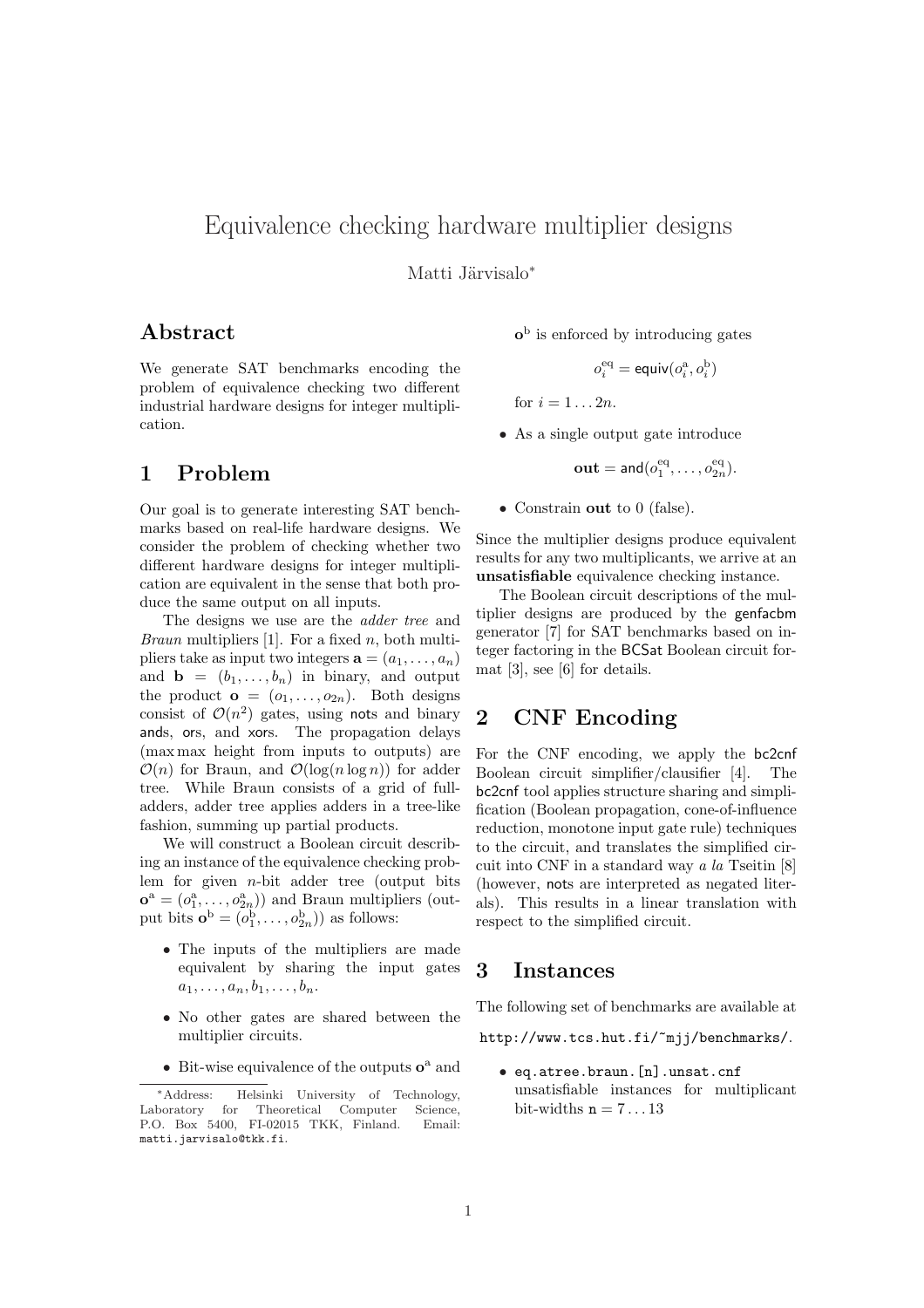# Equivalence checking hardware multiplier designs

Matti Järvisalo[*]

## Abstract

We generate SAT benchmarks encoding the problem of equivalence checking two different industrial hardware designs for integer multiplication.

## 1 Problem

Our goal is to generate interesting SAT benchmarks based on real-life hardware designs. We consider the problem of checking whether two different hardware designs for integer multiplication are equivalent in the sense that both produce the same output on all inputs.

The designs we use are the *adder tree* and *Braun* multipliers [1]. For a fixed $n$, both multipliers take as input two integers $\mathbf{a} = (a_1, \ldots, a_n)$ and $\mathbf{b} = (b_1, \ldots, b_n)$ in binary, and output the product $\mathbf{o} = (o_1, \ldots, o_{2n})$. Both designs consist of $\mathcal{O}(n^2)$ gates, using nots and binary ands, ors, and xors. The propagation delays (max max height from inputs to outputs) are $\mathcal{O}(n)$ for Braun, and $\mathcal{O}(\log(n \log n))$ for adder tree. While Braun consists of a grid of full-adders, adder tree applies adders in a tree-like fashion, summing up partial products.

We will construct a Boolean circuit describing an instance of the equivalence checking problem for given $n$-bit adder tree (output bits $\mathbf{o}^{\mathrm{a}} = (o^{\mathrm{a}}_1, \ldots, o^{\mathrm{a}}_{2n})$) and Braun multipliers (output bits $\mathbf{o}^{\mathrm{b}} = (o^{\mathrm{b}}_1, \ldots, o^{\mathrm{b}}_{2n})$) as follows:

- The inputs of the multipliers are made equivalent by sharing the input gates $a_1, \ldots, a_n, b_1, \ldots, b_n$.
- No other gates are shared between the multiplier circuits.
- Bit-wise equivalence of the outputs $\mathbf{o}^{\mathrm{a}}$ and $\mathbf{o}^{\mathrm{b}}$ is enforced by introducing gates

  $$o^{\mathrm{eq}}_i = \mathsf{equiv}(o^{\mathrm{a}}_i, o^{\mathrm{b}}_i)$$

  for $i = 1 \ldots 2n$.
- As a single output gate introduce

  $$\mathbf{out} = \mathsf{and}(o^{\mathrm{eq}}_1, \ldots, o^{\mathrm{eq}}_{2n}).$$

- Constrain **out** to 0 (false).

Since the multiplier designs produce equivalent results for any two multiplicants, we arrive at an **unsatisfiable** equivalence checking instance.

The Boolean circuit descriptions of the multiplier designs are produced by the genfacbm generator [7] for SAT benchmarks based on integer factoring in the BCSat Boolean circuit format [3], see [6] for details.

## 2 CNF Encoding

For the CNF encoding, we apply the bc2cnf Boolean circuit simplifier/clausifier [4]. The bc2cnf tool applies structure sharing and simplification (Boolean propagation, cone-of-influence reduction, monotone input gate rule) techniques to the circuit, and translates the simplified circuit into CNF in a standard way *a la* Tseitin [8] (however, nots are interpreted as negated literals). This results in a linear translation with respect to the simplified circuit.

## 3 Instances

The following set of benchmarks are available at

`http://www.tcs.hut.fi/~mjj/benchmarks/`.

- `eq.atree.braun.[n].unsat.cnf` unsatisfiable instances for multiplicant bit-widths $\mathtt{n} = 7 \ldots 13$

[*] Address: Helsinki University of Technology, Laboratory for Theoretical Computer Science, P.O. Box 5400, FI-02015 TKK, Finland. Email: `matti.jarvisalo@tkk.fi`.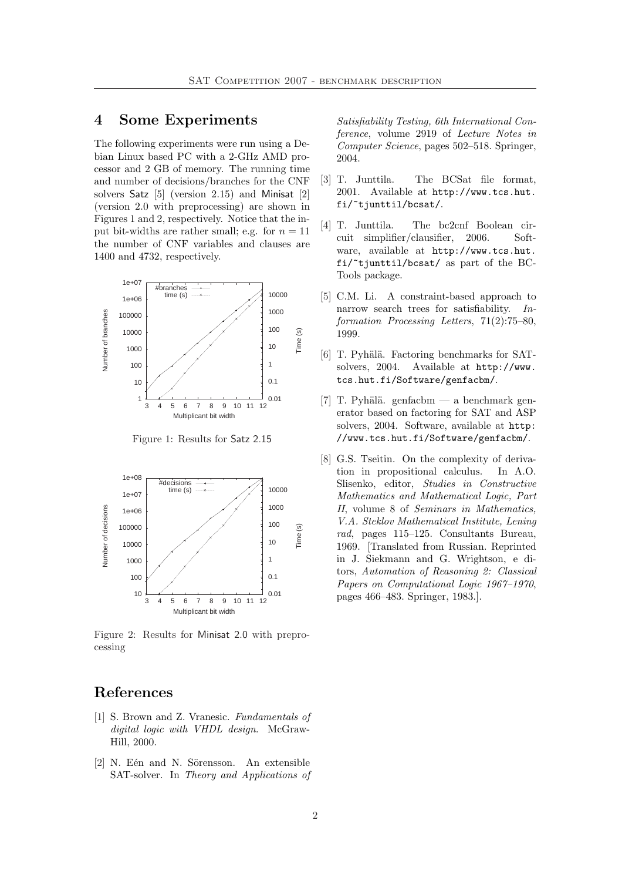## 4 Some Experiments

The following experiments were run using a Debian Linux based PC with a 2-GHz AMD processor and 2 GB of memory. The running time and number of decisions/branches for the CNF solvers Satz [5] (version 2.15) and Minisat [2] (version 2.0 with preprocessing) are shown in Figures 1 and 2, respectively. Notice that the input bit-widths are rather small; e.g. for $n = 11$ the number of CNF variables and clauses are 1400 and 4732, respectively.

Number of branches
1e+07
1e+06
100000
10000
1000
100
10
1
#branches
time (s)
10000
1000
100
10
1
0.1
0.01
Time (s)
3 4 5 6 7 8 9 10 11 12
Multiplicant bit width

Figure 1: Results for Satz 2.15

Number of decisions
1e+08
1e+07
1e+06
100000
10000
1000
100
10
#decisions
time (s)
10000
1000
100
10
1
0.1
0.01
Time (s)
3 4 5 6 7 8 9 10 11 12
Multiplicant bit width

Figure 2: Results for Minisat 2.0 with preprocessing

## References

[1] S. Brown and Z. Vranesic. *Fundamentals of digital logic with VHDL design*. McGraw-Hill, 2000.

[2] N. Eén and N. Sörensson. An extensible SAT-solver. In *Theory and Applications of Satisfiability Testing, 6th International Conference*, volume 2919 of *Lecture Notes in Computer Science*, pages 502–518. Springer, 2004.

[3] T. Junttila. The BCSat file format, 2001. Available at http://www.tcs.hut.fi/~tjunttil/bcsat/.

[4] T. Junttila. The bc2cnf Boolean circuit simplifier/clausifier, 2006. Software, available at http://www.tcs.hut.fi/~tjunttil/bcsat/ as part of the BC-Tools package.

[5] C.M. Li. A constraint-based approach to narrow search trees for satisfiability. *Information Processing Letters*, 71(2):75–80, 1999.

[6] T. Pyhälä. Factoring benchmarks for SAT-solvers, 2004. Available at http://www.tcs.hut.fi/Software/genfacbm/.

[7] T. Pyhälä. genfacbm — a benchmark generator based on factoring for SAT and ASP solvers, 2004. Software, available at http://www.tcs.hut.fi/Software/genfacbm/.

[8] G.S. Tseitin. On the complexity of derivation in propositional calculus. In A.O. Slisenko, editor, *Studies in Constructive Mathematics and Mathematical Logic, Part II*, volume 8 of *Seminars in Mathematics, V.A. Steklov Mathematical Institute, Leningrad*, pages 115–125. Consultants Bureau, 1969. [Translated from Russian. Reprinted in J. Siekmann and G. Wrightson, e ditors, *Automation of Reasoning 2: Classical Papers on Computational Logic 1967–1970*, pages 466–483. Springer, 1983.].